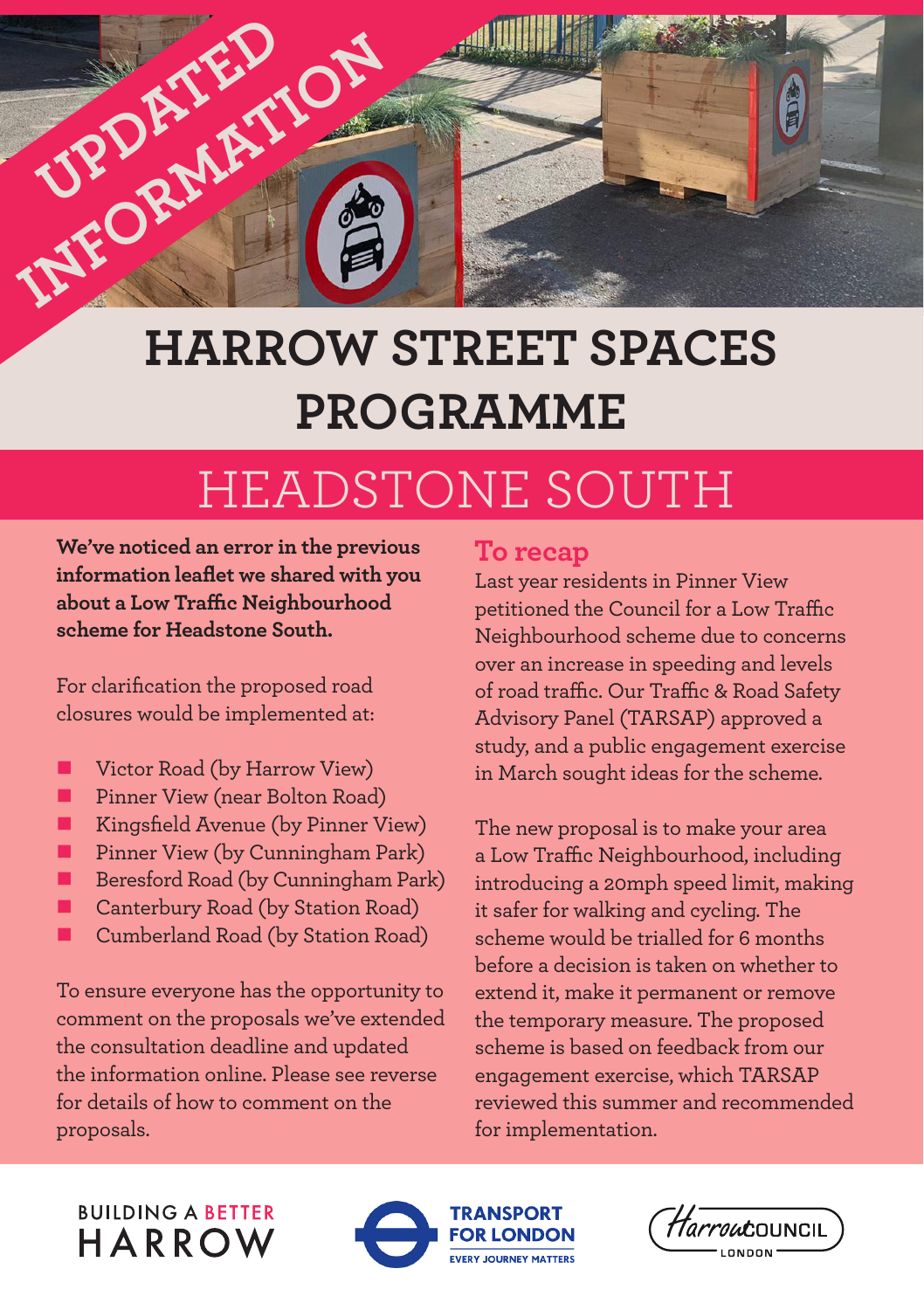UPDATED INFORMATION

# HARROW STREET SPACES PROGRAMME

## HEADSTONE SOUTH

**We've noticed an error in the previous information leaflet we shared with you about a Low Traffic Neighbourhood scheme for Headstone South.**

For clarification the proposed road closures would be implemented at:

- Victor Road (by Harrow View)
- Pinner View (near Bolton Road)
- Kingsfield Avenue (by Pinner View)
- Pinner View (by Cunningham Park)
- Beresford Road (by Cunningham Park)
- Canterbury Road (by Station Road)
- Cumberland Road (by Station Road)

To ensure everyone has the opportunity to comment on the proposals we've extended the consultation deadline and updated the information online. Please see reverse for details of how to comment on the proposals.

### To recap

Last year residents in Pinner View petitioned the Council for a Low Traffic Neighbourhood scheme due to concerns over an increase in speeding and levels of road traffic. Our Traffic & Road Safety Advisory Panel (TARSAP) approved a study, and a public engagement exercise in March sought ideas for the scheme.

The new proposal is to make your area a Low Traffic Neighbourhood, including introducing a 20mph speed limit, making it safer for walking and cycling. The scheme would be trialled for 6 months before a decision is taken on whether to extend it, make it permanent or remove the temporary measure. The proposed scheme is based on feedback from our engagement exercise, which TARSAP reviewed this summer and recommended for implementation.

BUILDING A BETTER HARROW

TRANSPORT FOR LONDON
EVERY JOURNEY MATTERS

Harrow COUNCIL
LONDON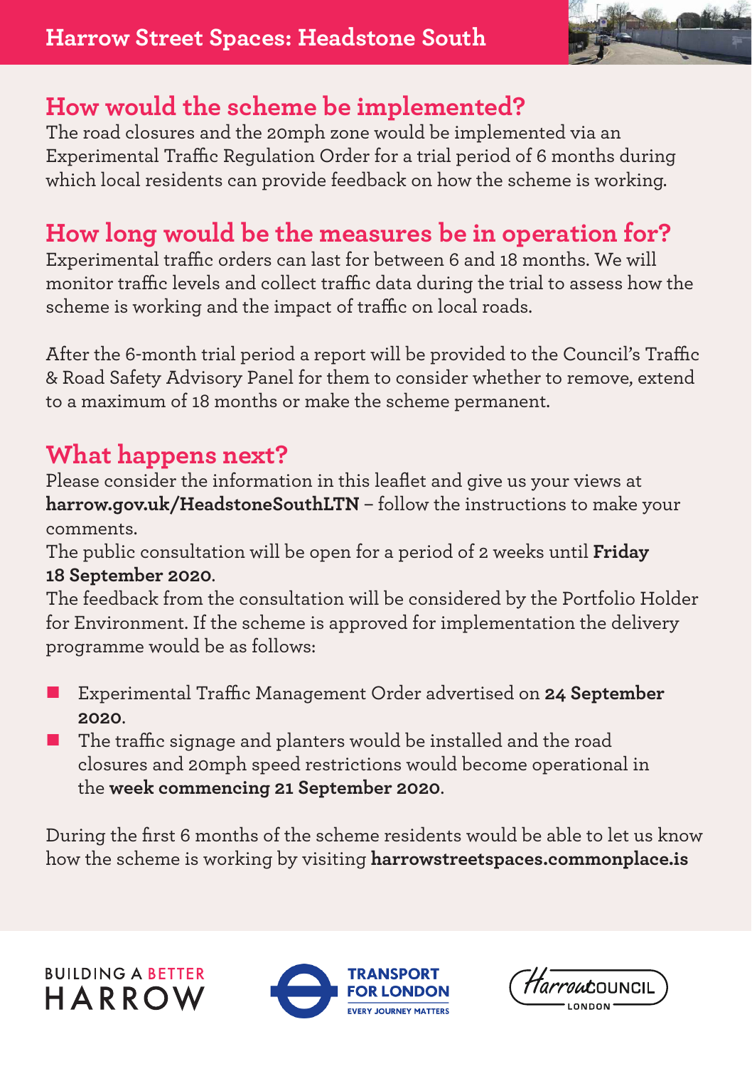# Harrow Street Spaces: Headstone South

## How would the scheme be implemented?

The road closures and the 20mph zone would be implemented via an Experimental Traffic Regulation Order for a trial period of 6 months during which local residents can provide feedback on how the scheme is working.

## How long would be the measures be in operation for?

Experimental traffic orders can last for between 6 and 18 months. We will monitor traffic levels and collect traffic data during the trial to assess how the scheme is working and the impact of traffic on local roads.

After the 6-month trial period a report will be provided to the Council's Traffic & Road Safety Advisory Panel for them to consider whether to remove, extend to a maximum of 18 months or make the scheme permanent.

## What happens next?

Please consider the information in this leaflet and give us your views at **harrow.gov.uk/HeadstoneSouthLTN** – follow the instructions to make your comments.

The public consultation will be open for a period of 2 weeks until **Friday 18 September 2020**.

The feedback from the consultation will be considered by the Portfolio Holder for Environment. If the scheme is approved for implementation the delivery programme would be as follows:

- Experimental Traffic Management Order advertised on **24 September 2020**.
- The traffic signage and planters would be installed and the road closures and 20mph speed restrictions would become operational in the **week commencing 21 September 2020**.

During the first 6 months of the scheme residents would be able to let us know how the scheme is working by visiting **harrowstreetspaces.commonplace.is**

BUILDING A BETTER HARROW

TRANSPORT FOR LONDON
EVERY JOURNEY MATTERS

Harrow COUNCIL
LONDON